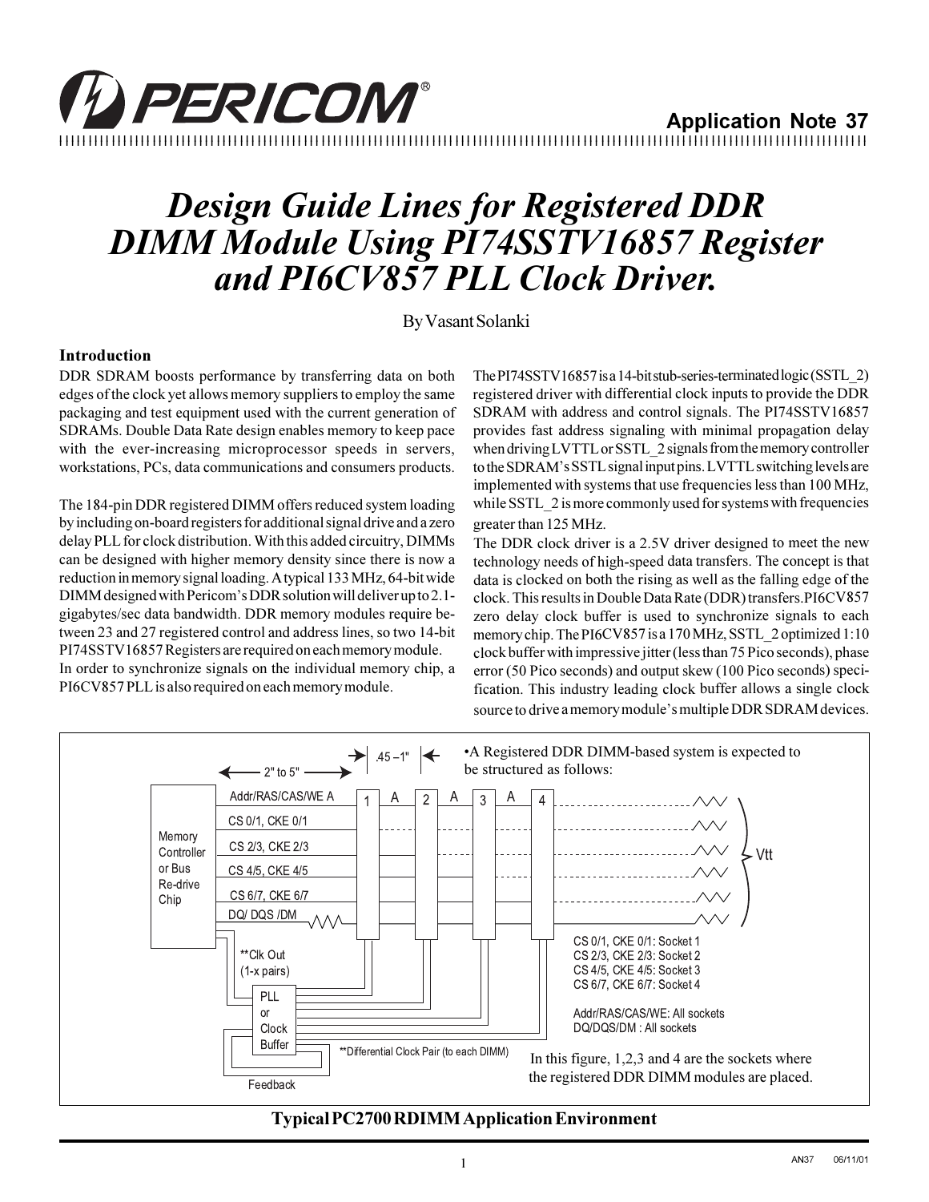Application Note 37

# *Design Guide Lines for Registered DDR DIMM Module Using PI74SSTV16857 Register and PI6CV857 PLL Clock Driver.*

By Vasant Solanki

### Introduction

DDR SDRAM boosts performance by transferring data on both edges of the clock yet allows memory suppliers to employ the same packaging and test equipment used with the current generation of SDRAMs. Double Data Rate enables memory to keep pace with the ever-increasing microprocessor speeds in servers, workstations, PCs, data communications and consumers products.

The 184-pin DDR registered DIMM offers reduced system loading by including on-board registers for additional signal drive and a zero delay PLL for clock distribution. With this added circuitry, DIMMs can be designed with higher memory density since there is now a reduction in memory signal loading. A typical 133 MHz, 64-bit wide DIMM designed with Pericom's DDR solution will deliver up to 2.1-gigabytes/sec data bandwidth. DDR memory modules require between 23 and 27 registered control and address lines, so two 14-bit PI74SSTV16857 Registers are required on each memory module. In order to synchronize signals on the individual memory chip, a PI6CV857 PLL is also required on each memory module.

The PI74SSTV16857 is a 14-bit stub-series-terminated logic (SSTL_2) registered driver with differential clock inputs to provide the DDR SDRAM with address and control signals. The PI74SSTV16857 provides fast address signaling with minimal propagation delay when driving LVTTL or SSTL_2 signals from the memory controller to the SDRAM's SSTL signal input pins. LVTTL switching levels are implemented with systems that use frequencies less than 100 MHz, while SSTL_2 is more commonly used for systems with frequencies greater than 125 MHz.

The DDR clock driver is a 2.5V driver designed to meet the new technology needs of high-speed data transfers. The concept is that data is clocked on both the rising as well as the falling edge of the clock. This results in Double Data Rate (DDR) transfers. PI6CV857 zero delay clock buffer is used to synchronize signals to each memory chip. The PI6CV857 is a 170 MHz, SSTL_2 optimized 1:10 clock buffer with impressive jitter (less than 75 Pico seconds), phase error (50 Pico seconds) and output skew (100 Pico seconds) specification. This industry leading clock buffer allows a single clock source to drive a memory module's multiple DDR SDRAM devices.

•A Registered DDR DIMM-based system is expected to be structured as follows:

2" to 5"

.45 –1"

Memory Controller or Bus Re-drive Chip

Addr/RAS/CAS/WE A

CS 0/1, CKE 0/1

CS 2/3, CKE 2/3

CS 4/5, CKE 4/5

CS 6/7, CKE 6/7

DQ/ DQS /DM

1 A 2 A 3 A 4

Vtt

**Clk Out (1-x pairs)

PLL or Clock Buffer

Feedback

**Differential Clock Pair (to each DIMM)

CS 0/1, CKE 0/1: Socket 1
CS 2/3, CKE 2/3: Socket 2
CS 4/5, CKE 4/5: Socket 3
CS 6/7, CKE 6/7: Socket 4

Addr/RAS/CAS/WE: All sockets
DQ/DQS/DM : All sockets

In this figure, 1,2,3 and 4 are the sockets where the registered DDR DIMM modules are placed.

**Typical PC2700 RDIMM Application Environment**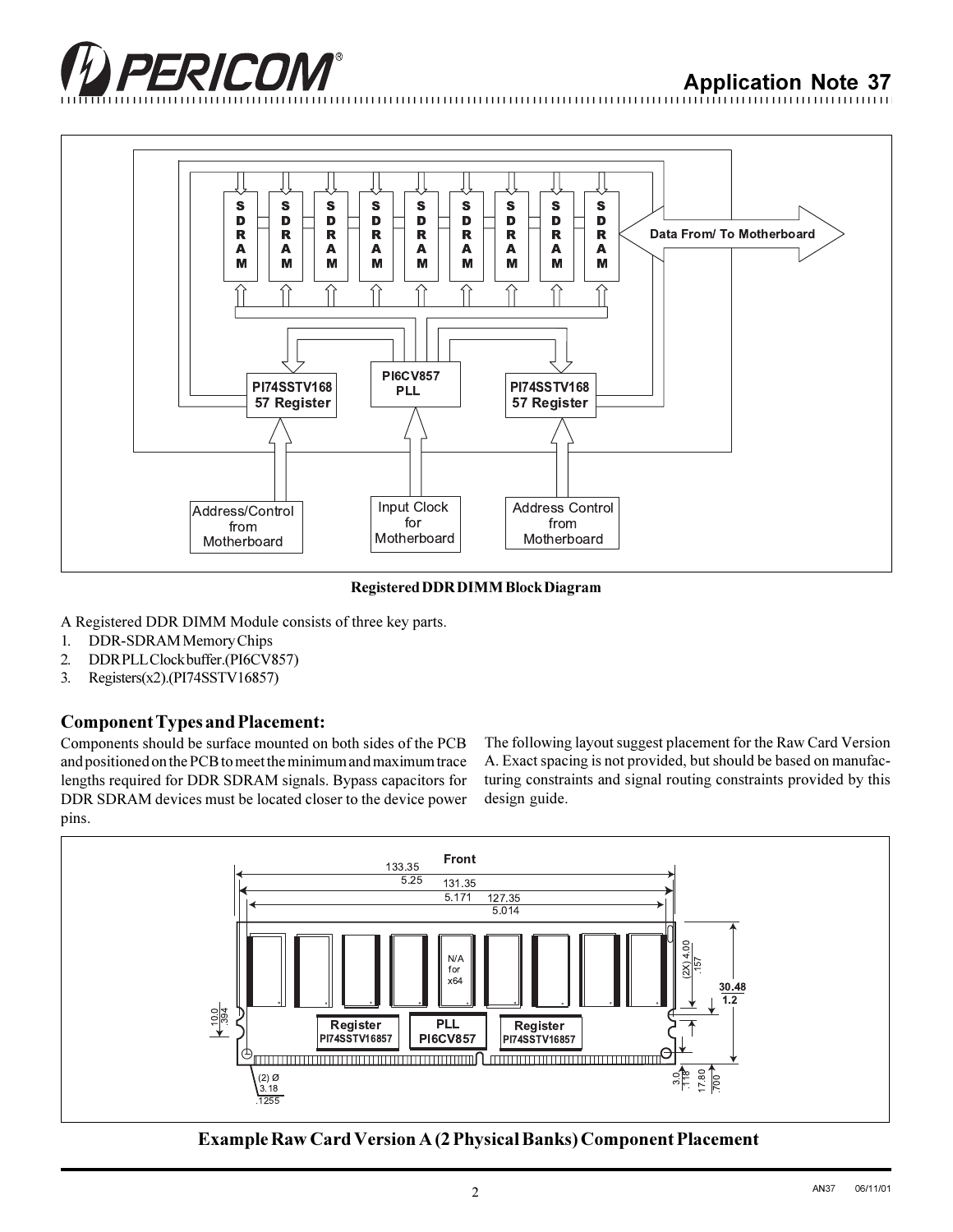SDRAM

SDRAM

SDRAM

SDRAM

SDRAM

SDRAM

SDRAM

SDRAM

SDRAM

Data From/ To Motherboard

PI74SSTV168
57 Register

PI6CV857
PLL

PI74SSTV168
57 Register

Address/Control
from
Motherboard

Input Clock
for
Motherboard

Address Control
from
Motherboard

**Registered DDR DIMM Block Diagram**

A Registered DDR DIMM Module consists of three key parts.

1. DDR-SDRAM Memory Chips
2. DDR PLL Clock buffer.(PI6CV857)
3. Registers(x2).(PI74SSTV16857)

## Component Types and Placement:

Components should be surface mounted on both sides of the PCB and positioned on the PCB to meet the minimum and maximum trace lengths required for DDR SDRAM signals. Bypass capacitors for DDR SDRAM devices must be located closer to the device power pins.

The following layout suggest placement for the Raw Card Version A. Exact spacing is not provided, but should be based on manufacturing constraints and signal routing constraints provided by this design guide.

Front

133.35
5.25

131.35
5.171

127.35
5.014

N/A
for
x64

(2X) 4.00
.157

30.48
1.2

10.0
.394

Register
PI74SSTV16857

PLL
PI6CV857

Register
PI74SSTV16857

(2) Ø
3.18
.1255

3.0
.118

17.80
.700

**Example Raw Card Version A (2 Physical Banks) Component Placement**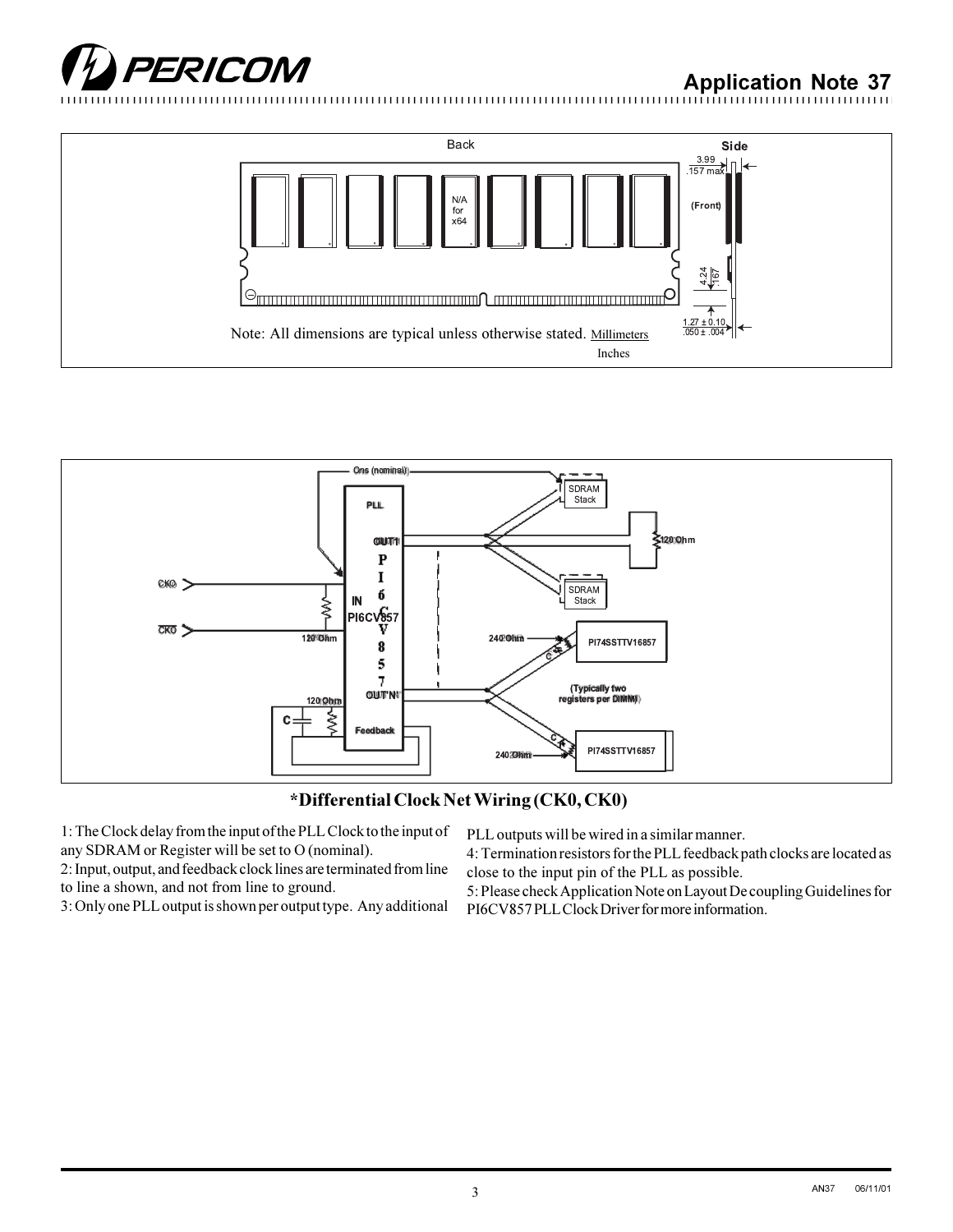Back

N/A
for
x64

Side

3.99
.157 max

(Front)

4.24
.167

1.27 ± 0.10
.050 ± .004

Note: All dimensions are typical unless otherwise stated. Millimeters
Inches

Ons (nominal)

PLL

OUT1

PI6CV857

IN

PI6CV857

OUT'N'

Feedback

CK0

$\overline{CK0}$

120 Ohm

120 Ohm

C

SDRAM Stack

SDRAM Stack

120 Ohm

240 Ohm

PI74SSTV16857

C

(Typically two registers per DIMM)

C

240 Ohm

PI74SSTV16857

**\*Differential Clock Net Wiring (CK0, $\overline{CK0}$)**

1: The Clock delay from the input of the PLL Clock to the input of any SDRAM or Register will be set to O (nominal).

2: Input, output, and feedback clock lines are terminated from line to line a shown, and not from line to ground.

3: Only one PLL output is shown per output type. Any additional PLL outputs will be wired in a similar manner.

4: Termination resistors for the PLL feedback path clocks are located as close to the input pin of the PLL as possible.

5: Please check Application Note on Layout De coupling Guidelines for PI6CV857 PLL Clock Driver for more information.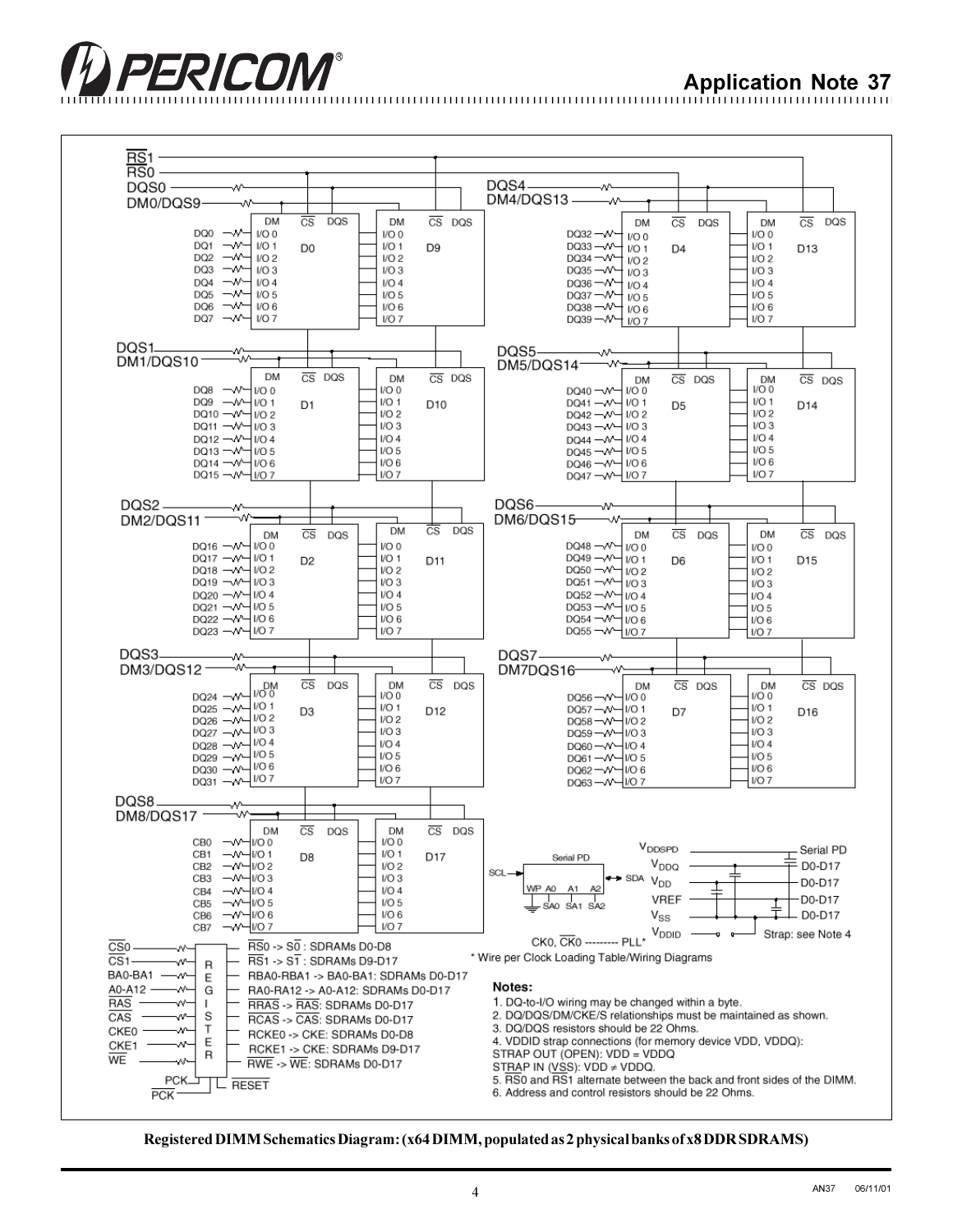Registered DIMM schematic (x64 DIMM, 2 physical banks of x8 DDR SDRAMs)

Byte lanes:

- DQS0, DM0/DQS9: DQ0–DQ7 → D0 (I/O 0–I/O 7); D9
- DQS1, DM1/DQS10: DQ8–DQ15 → D1; D10
- DQS2, DM2/DQS11: DQ16–DQ23 → D2; D11
- DQS3, DM3/DQS12: DQ24–DQ31 → D3; D12
- DQS4, DM4/DQS13: DQ32–DQ39 → D4; D13
- DQS5, DM5/DQS14: DQ40–DQ47 → D5; D14
- DQS6, DM6/DQS15: DQ48–DQ55 → D6; D15
- DQS7, DM7DQS16: DQ56–DQ63 → D7; D16
- DQS8, DM8/DQS17: CB0–CB7 → D8; D17

Each SDRAM pin labels: DM, CS, DQS, I/O 0 – I/O 7.

Chip selects: RS1, RS0.

Register:

- CS0 → RS0 -> S0 : SDRAMs D0-D8
- CS1 → RS1 -> S1 : SDRAMs D9-D17
- BA0-BA1 → RBA0-RBA1 -> BA0-BA1: SDRAMs D0-D17
- A0-A12 → RA0-RA12 -> A0-A12: SDRAMs D0-D17
- RAS → RRAS -> RAS: SDRAMs D0-D17
- CAS → RCAS -> CAS: SDRAMs D0-D17
- CKE0 → RCKE0 -> CKE: SDRAMs D0-D8
- CKE1 → RCKE1 -> CKE: SDRAMs D9-D17
- WE → RWE -> WE: SDRAMs D0-D17
- PCK, PCK, RESET

Serial PD: SCL, SDA, WP, A0, A1, A2 (SA0, SA1, SA2)

- $V_{DDSPD}$ — Serial PD
- $V_{DDQ}$ — D0-D17
- $V_{DD}$ — D0-D17
- VREF — D0-D17
- $V_{SS}$ — D0-D17
- $V_{DDID}$ — Strap: see Note 4

CK0, CK0 --------- PLL*

\* Wire per Clock Loading Table/Wiring Diagrams

**Notes:**

1. DQ-to-I/O wiring may be changed within a byte.
2. DQ/DQS/DM/CKE/S relationships must be maintained as shown.
3. DQ/DQS resistors should be 22 Ohms.
4. VDDID strap connections (for memory device VDD, VDDQ):  
   STRAP OUT (OPEN): VDD = VDDQ  
   STRAP IN (VSS): VDD ≠ VDDQ.
5. RS0 and RS1 alternate between the back and front sides of the DIMM.
6. Address and control resistors should be 22 Ohms.

**Registered DIMM Schematics Diagram: (x64 DIMM, populated as 2 physical banks of x8 DDR SDRAMS)**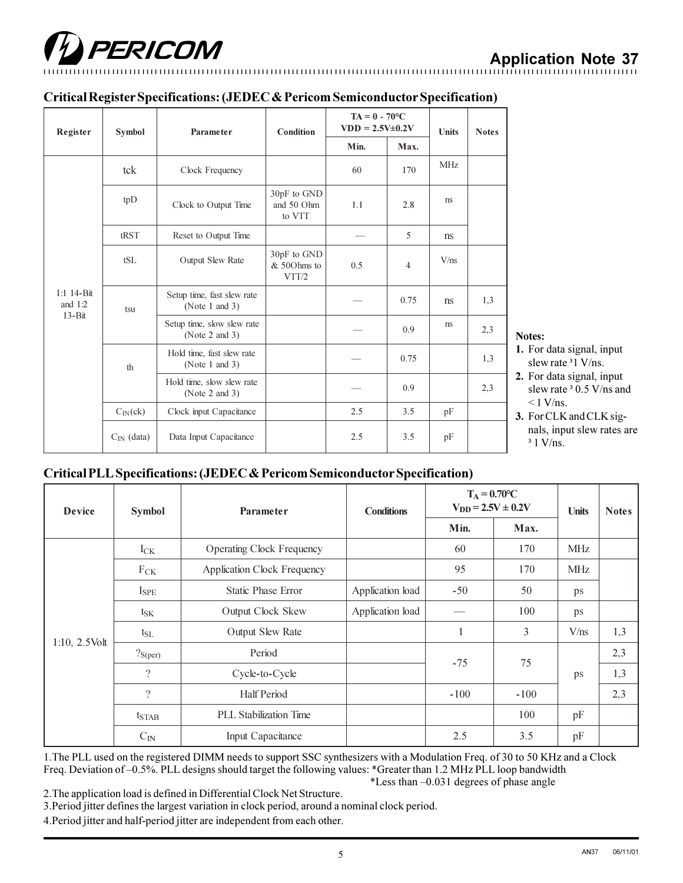## Critical Register Specifications: (JEDEC & Pericom Semiconductor Specification)

| Register | Symbol | Parameter | Condition | TA = 0 - 70°C VDD = 2.5V±0.2V | | Units | Notes |
|---|---|---|---|---|---|---|---|
| | | | | Min. | Max. | | |
| 1:1 14-Bit and 1:2 13-Bit | tck | Clock Frequency | | 60 | 170 | MHz | |
| | tpD | Clock to Output Time | 30pF to GND and 50 Ohm to VTT | 1.1 | 2.8 | ns | |
| | tRST | Reset to Output Time | | — | 5 | ns | |
| | tSL | Output Slew Rate | 30pF to GND & 50Ohms to VTT/2 | 0.5 | 4 | V/ns | |
| | tsu | Setup time, fast slew rate (Note 1 and 3) | | — | 0.75 | ns | 1,3 |
| | | Setup time, slow slew rate (Note 2 and 3) | | — | 0.9 | ns | 2,3 |
| | th | Hold time, fast slew rate (Note 1 and 3) | | — | 0.75 | | 1,3 |
| | | Hold time, slow slew rate (Note 2 and 3) | | — | 0.9 | | 2,3 |
| | $C_{IN}$(ck) | Clock input Capacitance | | 2.5 | 3.5 | pF | |
| | $C_{IN}$ (data) | Data Input Capacitance | | 2.5 | 3.5 | pF | |

**Notes:**

1. For data signal, input slew rate ³1 V/ns.
2. For data signal, input slew rate ³ 0.5 V/ns and < 1 V/ns.
3. For CLK and CLK signals, input slew rates are ³ 1 V/ns.

## Critical PLL Specifications: (JEDEC & Pericom Semiconductor Specification)

| Device | Symbol | Parameter | Conditions | $T_A$ = 0.70°C $V_{DD}$ = 2.5V ± 0.2V | | Units | Notes |
|---|---|---|---|---|---|---|---|
| | | | | Min. | Max. | | |
| 1:10, 2.5Volt | $I_{CK}$ | Operating Clock Frequency | | 60 | 170 | MHz | |
| | $F_{CK}$ | Application Clock Frequency | | 95 | 170 | MHz | |
| | $I_{SPE}$ | Static Phase Error | Application load | -50 | 50 | ps | |
| | $t_{SK}$ | Output Clock Skew | Application load | — | 100 | ps | |
| | $t_{SL}$ | Output Slew Rate | | 1 | 3 | V/ns | 1,3 |
| | $?_{S(per)}$ | Period | | -75 | 75 | ps | 2,3 |
| | ? | Cycle-to-Cycle | | | | | 1,3 |
| | ? | Half Period | | -100 | -100 | | 2,3 |
| | $t_{STAB}$ | PLL Stabilization Time | | | 100 | pF | |
| | $C_{IN}$ | Input Capacitance | | 2.5 | 3.5 | pF | |

1.The PLL used on the registered DIMM needs to support SSC synthesizers with a Modulation Freq. of 30 to 50 KHz and a Clock Freq. Deviation of –0.5%. PLL designs should target the following values: *Greater than 1.2 MHz PLL loop bandwidth
*Less than –0.031 degrees of phase angle

2.The application load is defined in Differential Clock Net Structure.

3.Period jitter defines the largest variation in clock period, around a nominal clock period.

4.Period jitter and half-period jitter are independent from each other.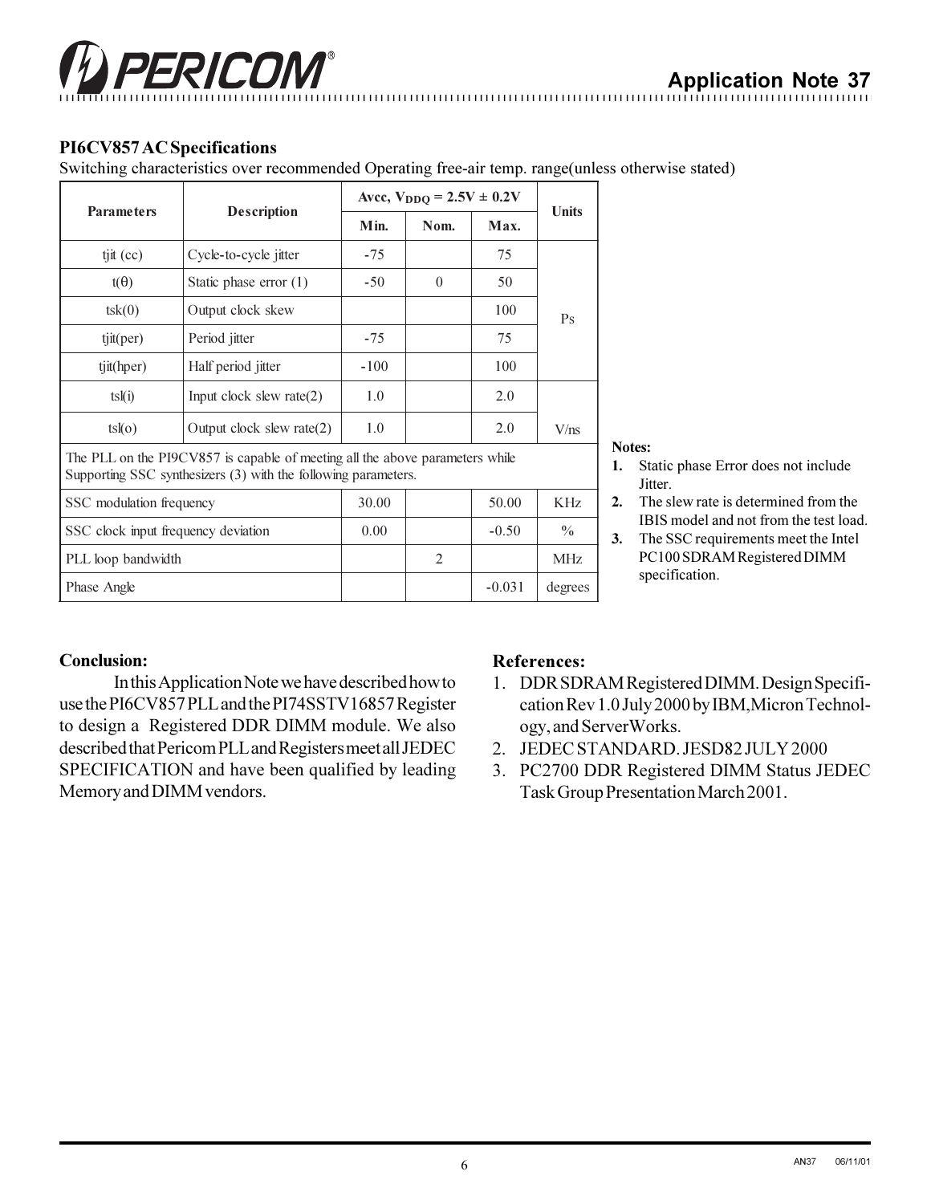### PI6CV857 AC Specifications

Switching characteristics over recommended Operating free-air temp. range(unless otherwise stated)

| Parameters | Description | Avcc, $V_{DDQ}$ = 2.5V ± 0.2V | | | Units |
|---|---|---|---|---|---|
| | | Min. | Nom. | Max. | |
| tjit (cc) | Cycle-to-cycle jitter | -75 | | 75 | Ps |
| t(θ) | Static phase error (1) | -50 | 0 | 50 | Ps |
| tsk(0) | Output clock skew | | | 100 | Ps |
| tjit(per) | Period jitter | -75 | | 75 | Ps |
| tjit(hper) | Half period jitter | -100 | | 100 | Ps |
| tsl(i) | Input clock slew rate(2) | 1.0 | | 2.0 | V/ns |
| tsl(o) | Output clock slew rate(2) | 1.0 | | 2.0 | V/ns |
| The PLL on the PI9CV857 is capable of meeting all the above parameters while Supporting SSC synthesizers (3) with the following parameters. | | | | | |
| SSC modulation frequency | | 30.00 | | 50.00 | KHz |
| SSC clock input frequency deviation | | 0.00 | | -0.50 | % |
| PLL loop bandwidth | | | 2 | | MHz |
| Phase Angle | | | | -0.031 | degrees |

**Notes:**

1. Static phase Error does not include Jitter.
2. The slew rate is determined from the IBIS model and not from the test load.
3. The SSC requirements meet the Intel PC100 SDRAM Registered DIMM specification.

### Conclusion:

In this Application Note we have described how to use the PI6CV857 PLL and the PI74SSTV16857 Register to design a Registered DDR DIMM module. We also described that Pericom PLL and Registers meet all JEDEC SPECIFICATION and have been qualified by leading Memory and DIMM vendors.

### References:

1. DDR SDRAM Registered DIMM. Design Specification Rev 1.0 July 2000 by IBM, Micron Technology, and ServerWorks.
2. JEDEC STANDARD. JESD82 JULY 2000
3. PC2700 DDR Registered DIMM Status JEDEC Task Group Presentation March 2001.